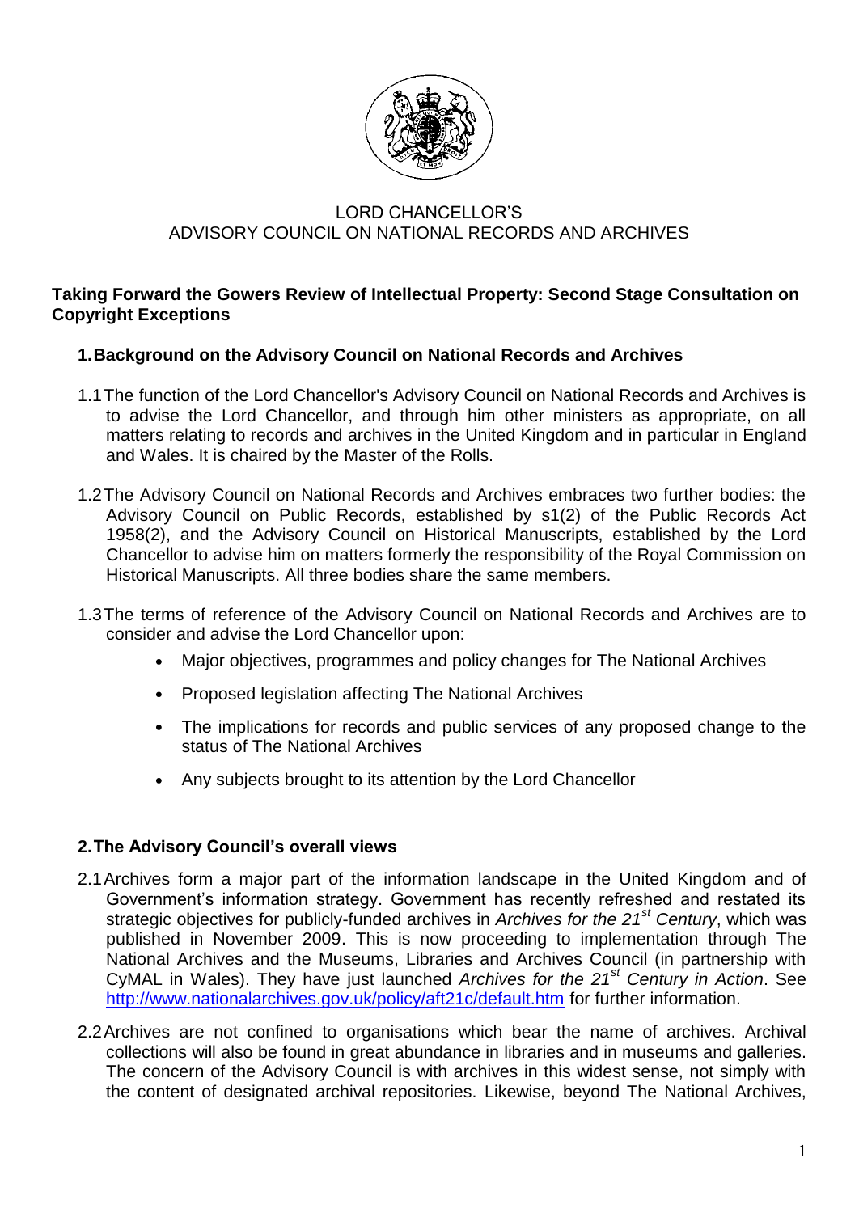LORD CHANCELLOR'S
ADVISORY COUNCIL ON NATIONAL RECORDS AND ARCHIVES

**Taking Forward the Gowers Review of Intellectual Property: Second Stage Consultation on Copyright Exceptions**

## 1. Background on the Advisory Council on National Records and Archives

1.1 The function of the Lord Chancellor's Advisory Council on National Records and Archives is to advise the Lord Chancellor, and through him other ministers as appropriate, on all matters relating to records and archives in the United Kingdom and in particular in England and Wales. It is chaired by the Master of the Rolls.

1.2 The Advisory Council on National Records and Archives embraces two further bodies: the Advisory Council on Public Records, established by s1(2) of the Public Records Act 1958(2), and the Advisory Council on Historical Manuscripts, established by the Lord Chancellor to advise him on matters formerly the responsibility of the Royal Commission on Historical Manuscripts. All three bodies share the same members.

1.3 The terms of reference of the Advisory Council on National Records and Archives are to consider and advise the Lord Chancellor upon:

- Major objectives, programmes and policy changes for The National Archives
- Proposed legislation affecting The National Archives
- The implications for records and public services of any proposed change to the status of The National Archives
- Any subjects brought to its attention by the Lord Chancellor

## 2. The Advisory Council's overall views

2.1 Archives form a major part of the information landscape in the United Kingdom and of Government's information strategy. Government has recently refreshed and restated its strategic objectives for publicly-funded archives in *Archives for the 21st Century*, which was published in November 2009. This is now proceeding to implementation through The National Archives and the Museums, Libraries and Archives Council (in partnership with CyMAL in Wales). They have just launched *Archives for the 21st Century in Action*. See http://www.nationalarchives.gov.uk/policy/aft21c/default.htm for further information.

2.2 Archives are not confined to organisations which bear the name of archives. Archival collections will also be found in great abundance in libraries and in museums and galleries. The concern of the Advisory Council is with archives in this widest sense, not simply with the content of designated archival repositories. Likewise, beyond The National Archives,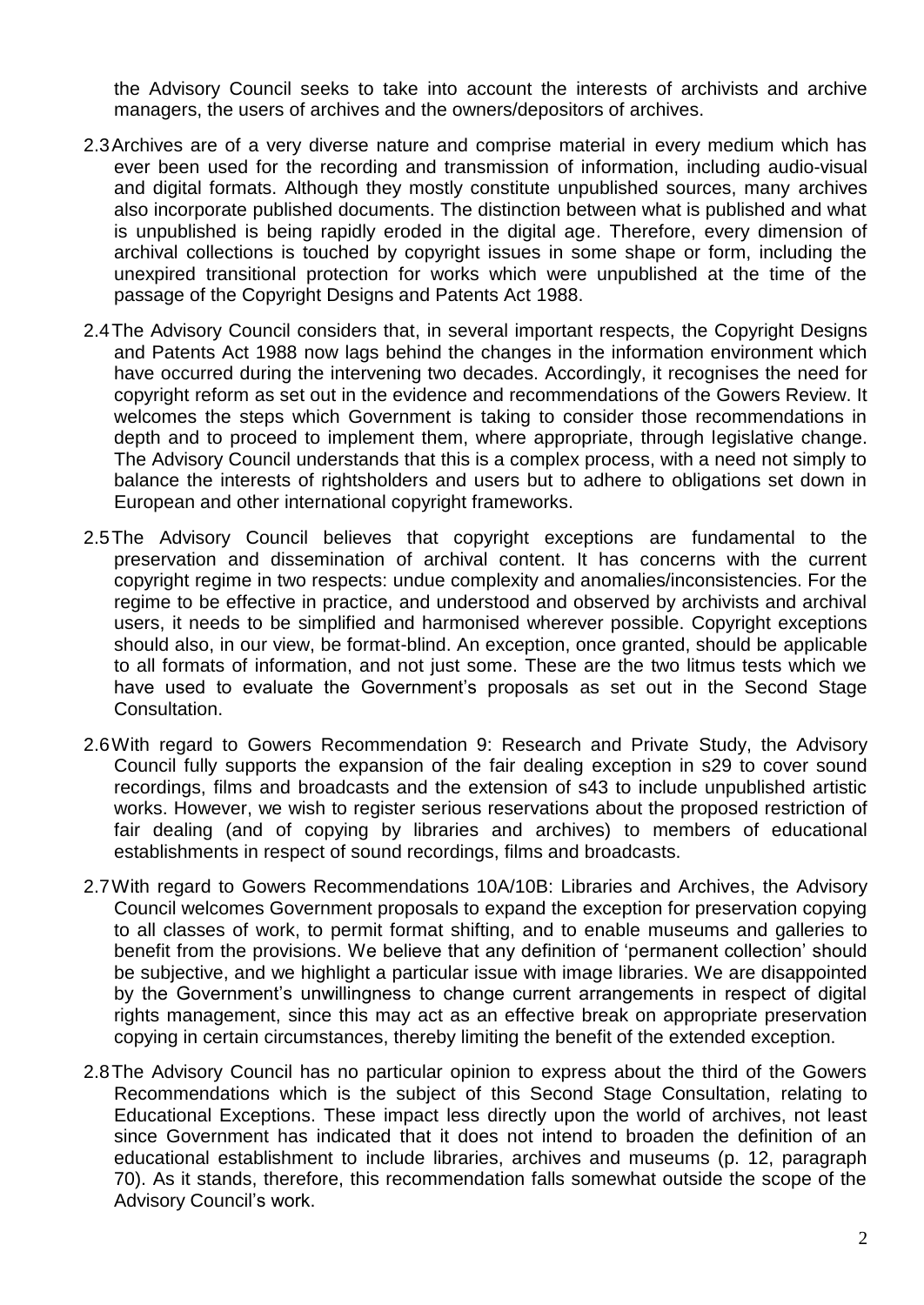the Advisory Council seeks to take into account the interests of archivists and archive managers, the users of archives and the owners/depositors of archives.

2.3 Archives are of a very diverse nature and comprise material in every medium which has ever been used for the recording and transmission of information, including audio-visual and digital formats. Although they mostly constitute unpublished sources, many archives also incorporate published documents. The distinction between what is published and what is unpublished is being rapidly eroded in the digital age. Therefore, every dimension of archival collections is touched by copyright issues in some shape or form, including the unexpired transitional protection for works which were unpublished at the time of the passage of the Copyright Designs and Patents Act 1988.

2.4 The Advisory Council considers that, in several important respects, the Copyright Designs and Patents Act 1988 now lags behind the changes in the information environment which have occurred during the intervening two decades. Accordingly, it recognises the need for copyright reform as set out in the evidence and recommendations of the Gowers Review. It welcomes the steps which Government is taking to consider those recommendations in depth and to proceed to implement them, where appropriate, through legislative change. The Advisory Council understands that this is a complex process, with a need not simply to balance the interests of rightsholders and users but to adhere to obligations set down in European and other international copyright frameworks.

2.5 The Advisory Council believes that copyright exceptions are fundamental to the preservation and dissemination of archival content. It has concerns with the current copyright regime in two respects: undue complexity and anomalies/inconsistencies. For the regime to be effective in practice, and understood and observed by archivists and archival users, it needs to be simplified and harmonised wherever possible. Copyright exceptions should also, in our view, be format-blind. An exception, once granted, should be applicable to all formats of information, and not just some. These are the two litmus tests which we have used to evaluate the Government's proposals as set out in the Second Stage Consultation.

2.6 With regard to Gowers Recommendation 9: Research and Private Study, the Advisory Council fully supports the expansion of the fair dealing exception in s29 to cover sound recordings, films and broadcasts and the extension of s43 to include unpublished artistic works. However, we wish to register serious reservations about the proposed restriction of fair dealing (and of copying by libraries and archives) to members of educational establishments in respect of sound recordings, films and broadcasts.

2.7 With regard to Gowers Recommendations 10A/10B: Libraries and Archives, the Advisory Council welcomes Government proposals to expand the exception for preservation copying to all classes of work, to permit format shifting, and to enable museums and galleries to benefit from the provisions. We believe that any definition of 'permanent collection' should be subjective, and we highlight a particular issue with image libraries. We are disappointed by the Government's unwillingness to change current arrangements in respect of digital rights management, since this may act as an effective break on appropriate preservation copying in certain circumstances, thereby limiting the benefit of the extended exception.

2.8 The Advisory Council has no particular opinion to express about the third of the Gowers Recommendations which is the subject of this Second Stage Consultation, relating to Educational Exceptions. These impact less directly upon the world of archives, not least since Government has indicated that it does not intend to broaden the definition of an educational establishment to include libraries, archives and museums (p. 12, paragraph 70). As it stands, therefore, this recommendation falls somewhat outside the scope of the Advisory Council's work.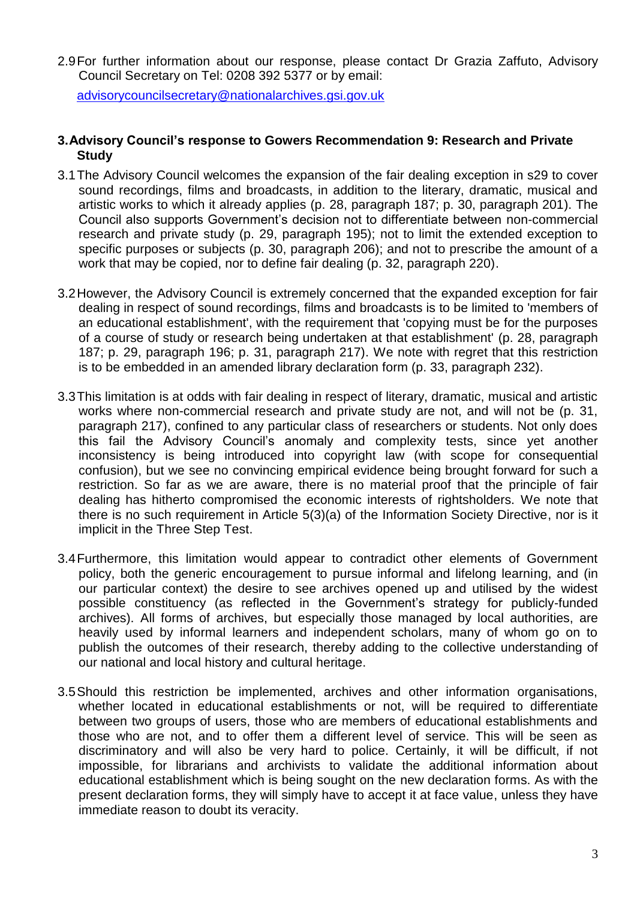2.9 For further information about our response, please contact Dr Grazia Zaffuto, Advisory Council Secretary on Tel: 0208 392 5377 or by email: advisorycouncilsecretary@nationalarchives.gsi.gov.uk

## 3. Advisory Council's response to Gowers Recommendation 9: Research and Private Study

3.1 The Advisory Council welcomes the expansion of the fair dealing exception in s29 to cover sound recordings, films and broadcasts, in addition to the literary, dramatic, musical and artistic works to which it already applies (p. 28, paragraph 187; p. 30, paragraph 201). The Council also supports Government's decision not to differentiate between non-commercial research and private study (p. 29, paragraph 195); not to limit the extended exception to specific purposes or subjects (p. 30, paragraph 206); and not to prescribe the amount of a work that may be copied, nor to define fair dealing (p. 32, paragraph 220).

3.2 However, the Advisory Council is extremely concerned that the expanded exception for fair dealing in respect of sound recordings, films and broadcasts is to be limited to 'members of an educational establishment', with the requirement that 'copying must be for the purposes of a course of study or research being undertaken at that establishment' (p. 28, paragraph 187; p. 29, paragraph 196; p. 31, paragraph 217). We note with regret that this restriction is to be embedded in an amended library declaration form (p. 33, paragraph 232).

3.3 This limitation is at odds with fair dealing in respect of literary, dramatic, musical and artistic works where non-commercial research and private study are not, and will not be (p. 31, paragraph 217), confined to any particular class of researchers or students. Not only does this fail the Advisory Council's anomaly and complexity tests, since yet another inconsistency is being introduced into copyright law (with scope for consequential confusion), but we see no convincing empirical evidence being brought forward for such a restriction. So far as we are aware, there is no material proof that the principle of fair dealing has hitherto compromised the economic interests of rightsholders. We note that there is no such requirement in Article 5(3)(a) of the Information Society Directive, nor is it implicit in the Three Step Test.

3.4 Furthermore, this limitation would appear to contradict other elements of Government policy, both the generic encouragement to pursue informal and lifelong learning, and (in our particular context) the desire to see archives opened up and utilised by the widest possible constituency (as reflected in the Government's strategy for publicly-funded archives). All forms of archives, but especially those managed by local authorities, are heavily used by informal learners and independent scholars, many of whom go on to publish the outcomes of their research, thereby adding to the collective understanding of our national and local history and cultural heritage.

3.5 Should this restriction be implemented, archives and other information organisations, whether located in educational establishments or not, will be required to differentiate between two groups of users, those who are members of educational establishments and those who are not, and to offer them a different level of service. This will be seen as discriminatory and will also be very hard to police. Certainly, it will be difficult, if not impossible, for librarians and archivists to validate the additional information about educational establishment which is being sought on the new declaration forms. As with the present declaration forms, they will simply have to accept it at face value, unless they have immediate reason to doubt its veracity.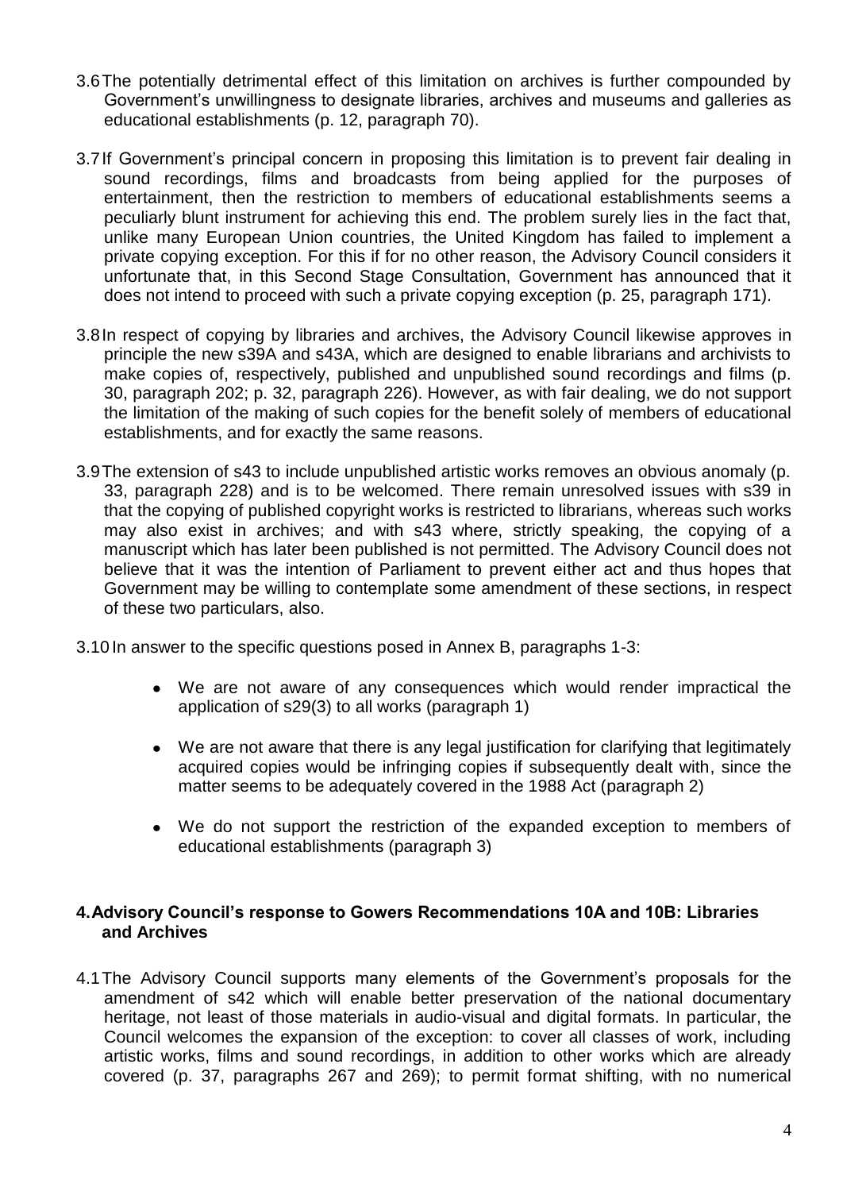3.6 The potentially detrimental effect of this limitation on archives is further compounded by Government's unwillingness to designate libraries, archives and museums and galleries as educational establishments (p. 12, paragraph 70).

3.7 If Government's principal concern in proposing this limitation is to prevent fair dealing in sound recordings, films and broadcasts from being applied for the purposes of entertainment, then the restriction to members of educational establishments seems a peculiarly blunt instrument for achieving this end. The problem surely lies in the fact that, unlike many European Union countries, the United Kingdom has failed to implement a private copying exception. For this if for no other reason, the Advisory Council considers it unfortunate that, in this Second Stage Consultation, Government has announced that it does not intend to proceed with such a private copying exception (p. 25, paragraph 171).

3.8 In respect of copying by libraries and archives, the Advisory Council likewise approves in principle the new s39A and s43A, which are designed to enable librarians and archivists to make copies of, respectively, published and unpublished sound recordings and films (p. 30, paragraph 202; p. 32, paragraph 226). However, as with fair dealing, we do not support the limitation of the making of such copies for the benefit solely of members of educational establishments, and for exactly the same reasons.

3.9 The extension of s43 to include unpublished artistic works removes an obvious anomaly (p. 33, paragraph 228) and is to be welcomed. There remain unresolved issues with s39 in that the copying of published copyright works is restricted to librarians, whereas such works may also exist in archives; and with s43 where, strictly speaking, the copying of a manuscript which has later been published is not permitted. The Advisory Council does not believe that it was the intention of Parliament to prevent either act and thus hopes that Government may be willing to contemplate some amendment of these sections, in respect of these two particulars, also.

3.10 In answer to the specific questions posed in Annex B, paragraphs 1-3:

- We are not aware of any consequences which would render impractical the application of s29(3) to all works (paragraph 1)
- We are not aware that there is any legal justification for clarifying that legitimately acquired copies would be infringing copies if subsequently dealt with, since the matter seems to be adequately covered in the 1988 Act (paragraph 2)
- We do not support the restriction of the expanded exception to members of educational establishments (paragraph 3)

## 4. Advisory Council's response to Gowers Recommendations 10A and 10B: Libraries and Archives

4.1 The Advisory Council supports many elements of the Government's proposals for the amendment of s42 which will enable better preservation of the national documentary heritage, not least of those materials in audio-visual and digital formats. In particular, the Council welcomes the expansion of the exception: to cover all classes of work, including artistic works, films and sound recordings, in addition to other works which are already covered (p. 37, paragraphs 267 and 269); to permit format shifting, with no numerical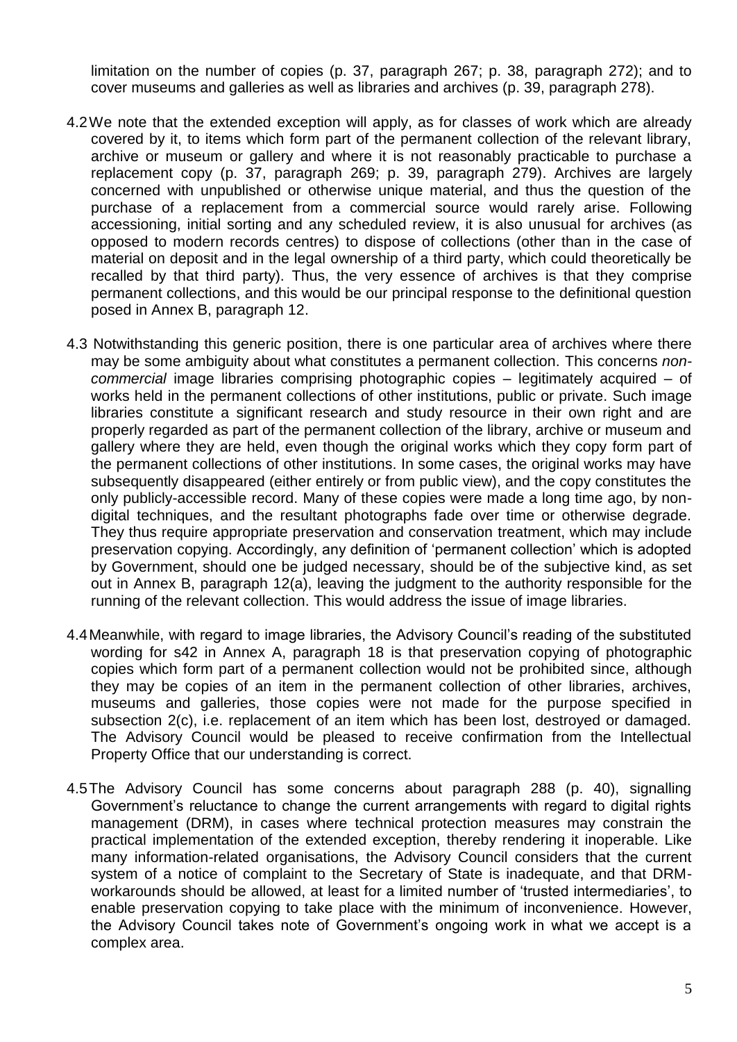limitation on the number of copies (p. 37, paragraph 267; p. 38, paragraph 272); and to cover museums and galleries as well as libraries and archives (p. 39, paragraph 278).

4.2 We note that the extended exception will apply, as for classes of work which are already covered by it, to items which form part of the permanent collection of the relevant library, archive or museum or gallery and where it is not reasonably practicable to purchase a replacement copy (p. 37, paragraph 269; p. 39, paragraph 279). Archives are largely concerned with unpublished or otherwise unique material, and thus the question of the purchase of a replacement from a commercial source would rarely arise. Following accessioning, initial sorting and any scheduled review, it is also unusual for archives (as opposed to modern records centres) to dispose of collections (other than in the case of material on deposit and in the legal ownership of a third party, which could theoretically be recalled by that third party). Thus, the very essence of archives is that they comprise permanent collections, and this would be our principal response to the definitional question posed in Annex B, paragraph 12.

4.3 Notwithstanding this generic position, there is one particular area of archives where there may be some ambiguity about what constitutes a permanent collection. This concerns *non-commercial* image libraries comprising photographic copies – legitimately acquired – of works held in the permanent collections of other institutions, public or private. Such image libraries constitute a significant research and study resource in their own right and are properly regarded as part of the permanent collection of the library, archive or museum and gallery where they are held, even though the original works which they copy form part of the permanent collections of other institutions. In some cases, the original works may have subsequently disappeared (either entirely or from public view), and the copy constitutes the only publicly-accessible record. Many of these copies were made a long time ago, by non-digital techniques, and the resultant photographs fade over time or otherwise degrade. They thus require appropriate preservation and conservation treatment, which may include preservation copying. Accordingly, any definition of 'permanent collection' which is adopted by Government, should one be judged necessary, should be of the subjective kind, as set out in Annex B, paragraph 12(a), leaving the judgment to the authority responsible for the running of the relevant collection. This would address the issue of image libraries.

4.4 Meanwhile, with regard to image libraries, the Advisory Council's reading of the substituted wording for s42 in Annex A, paragraph 18 is that preservation copying of photographic copies which form part of a permanent collection would not be prohibited since, although they may be copies of an item in the permanent collection of other libraries, archives, museums and galleries, those copies were not made for the purpose specified in subsection 2(c), i.e. replacement of an item which has been lost, destroyed or damaged. The Advisory Council would be pleased to receive confirmation from the Intellectual Property Office that our understanding is correct.

4.5 The Advisory Council has some concerns about paragraph 288 (p. 40), signalling Government's reluctance to change the current arrangements with regard to digital rights management (DRM), in cases where technical protection measures may constrain the practical implementation of the extended exception, thereby rendering it inoperable. Like many information-related organisations, the Advisory Council considers that the current system of a notice of complaint to the Secretary of State is inadequate, and that DRM-workarounds should be allowed, at least for a limited number of 'trusted intermediaries', to enable preservation copying to take place with the minimum of inconvenience. However, the Advisory Council takes note of Government's ongoing work in what we accept is a complex area.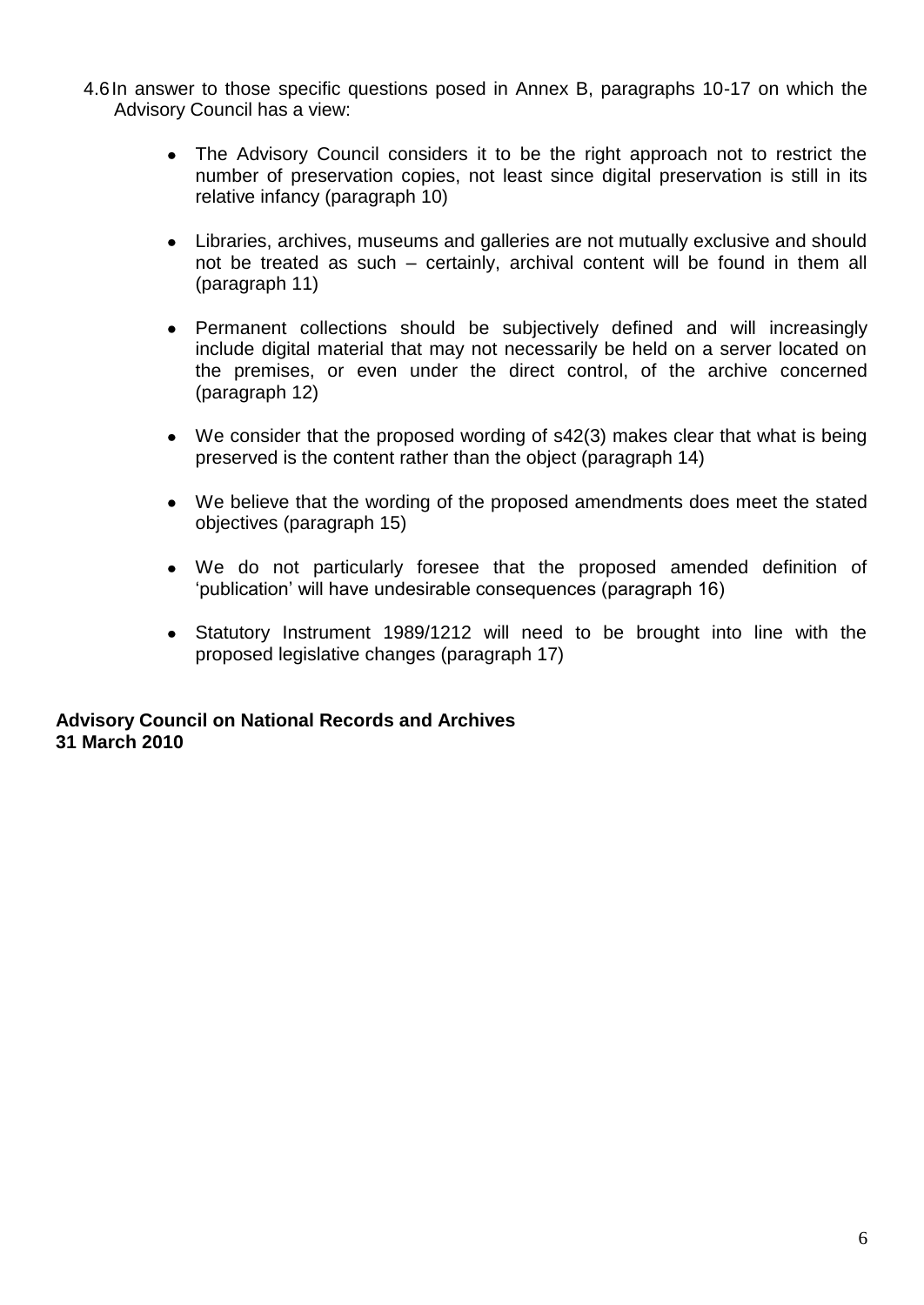4.6 In answer to those specific questions posed in Annex B, paragraphs 10-17 on which the Advisory Council has a view:

- The Advisory Council considers it to be the right approach not to restrict the number of preservation copies, not least since digital preservation is still in its relative infancy (paragraph 10)

- Libraries, archives, museums and galleries are not mutually exclusive and should not be treated as such – certainly, archival content will be found in them all (paragraph 11)

- Permanent collections should be subjectively defined and will increasingly include digital material that may not necessarily be held on a server located on the premises, or even under the direct control, of the archive concerned (paragraph 12)

- We consider that the proposed wording of s42(3) makes clear that what is being preserved is the content rather than the object (paragraph 14)

- We believe that the wording of the proposed amendments does meet the stated objectives (paragraph 15)

- We do not particularly foresee that the proposed amended definition of 'publication' will have undesirable consequences (paragraph 16)

- Statutory Instrument 1989/1212 will need to be brought into line with the proposed legislative changes (paragraph 17)

**Advisory Council on National Records and Archives**
**31 March 2010**